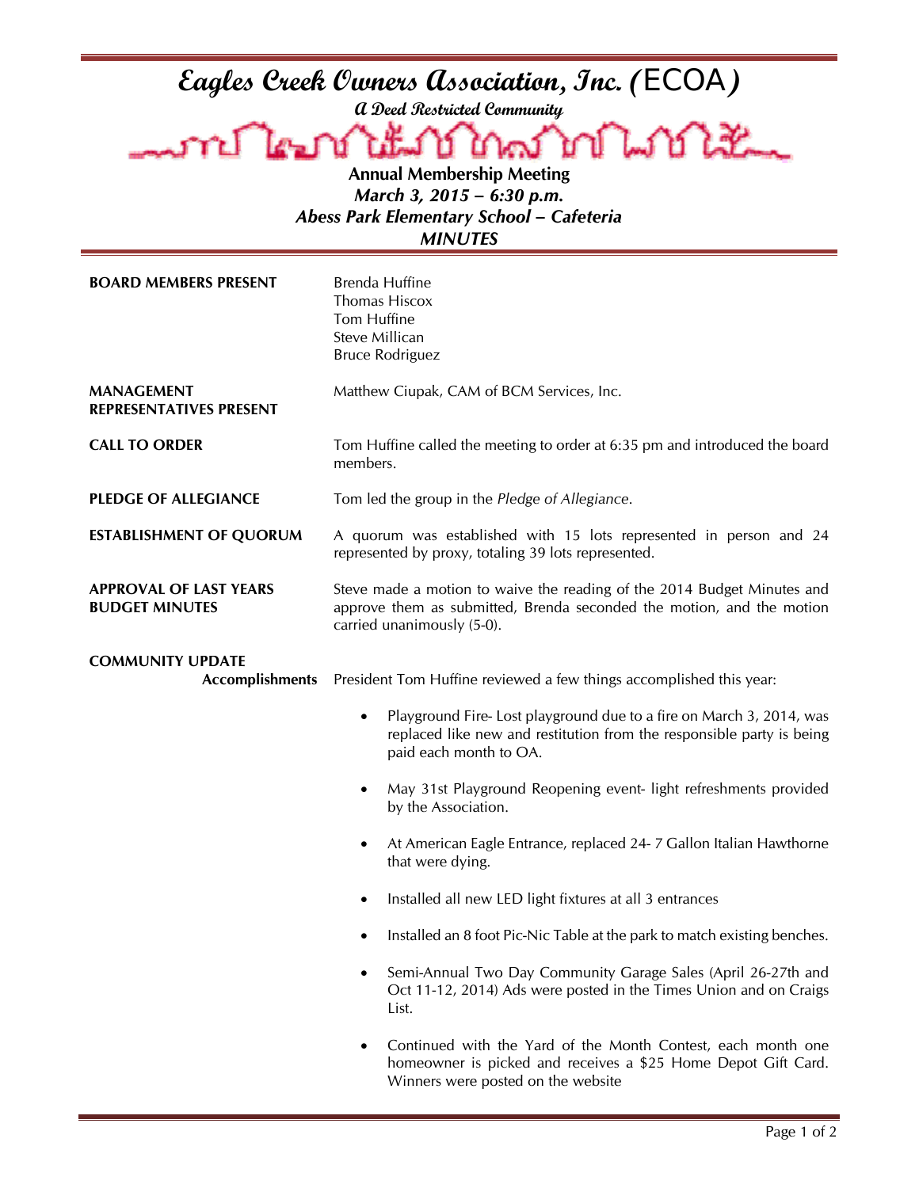# Eagles Creek Owners Association, Inc. (ECOA)

**A Deed Restricted Community**

**Annual Membership Meeting**
***March 3, 2015 – 6:30 p.m.***
***Abess Park Elementary School – Cafeteria***
***MINUTES***

**BOARD MEMBERS PRESENT**

Brenda Huffine
Thomas Hiscox
Tom Huffine
Steve Millican
Bruce Rodriguez

**MANAGEMENT REPRESENTATIVES PRESENT**

Matthew Ciupak, CAM of BCM Services, Inc.

**CALL TO ORDER**

Tom Huffine called the meeting to order at 6:35 pm and introduced the board members.

**PLEDGE OF ALLEGIANCE**

Tom led the group in the *Pledge of Allegiance*.

**ESTABLISHMENT OF QUORUM**

A quorum was established with 15 lots represented in person and 24 represented by proxy, totaling 39 lots represented.

**APPROVAL OF LAST YEARS BUDGET MINUTES**

Steve made a motion to waive the reading of the 2014 Budget Minutes and approve them as submitted, Brenda seconded the motion, and the motion carried unanimously (5-0).

**COMMUNITY UPDATE**

**Accomplishments**

President Tom Huffine reviewed a few things accomplished this year:

- Playground Fire- Lost playground due to a fire on March 3, 2014, was replaced like new and restitution from the responsible party is being paid each month to OA.
- May 31st Playground Reopening event- light refreshments provided by the Association.
- At American Eagle Entrance, replaced 24- 7 Gallon Italian Hawthorne that were dying.
- Installed all new LED light fixtures at all 3 entrances
- Installed an 8 foot Pic-Nic Table at the park to match existing benches.
- Semi-Annual Two Day Community Garage Sales (April 26-27th and Oct 11-12, 2014) Ads were posted in the Times Union and on Craigs List.
- Continued with the Yard of the Month Contest, each month one homeowner is picked and receives a $25 Home Depot Gift Card. Winners were posted on the website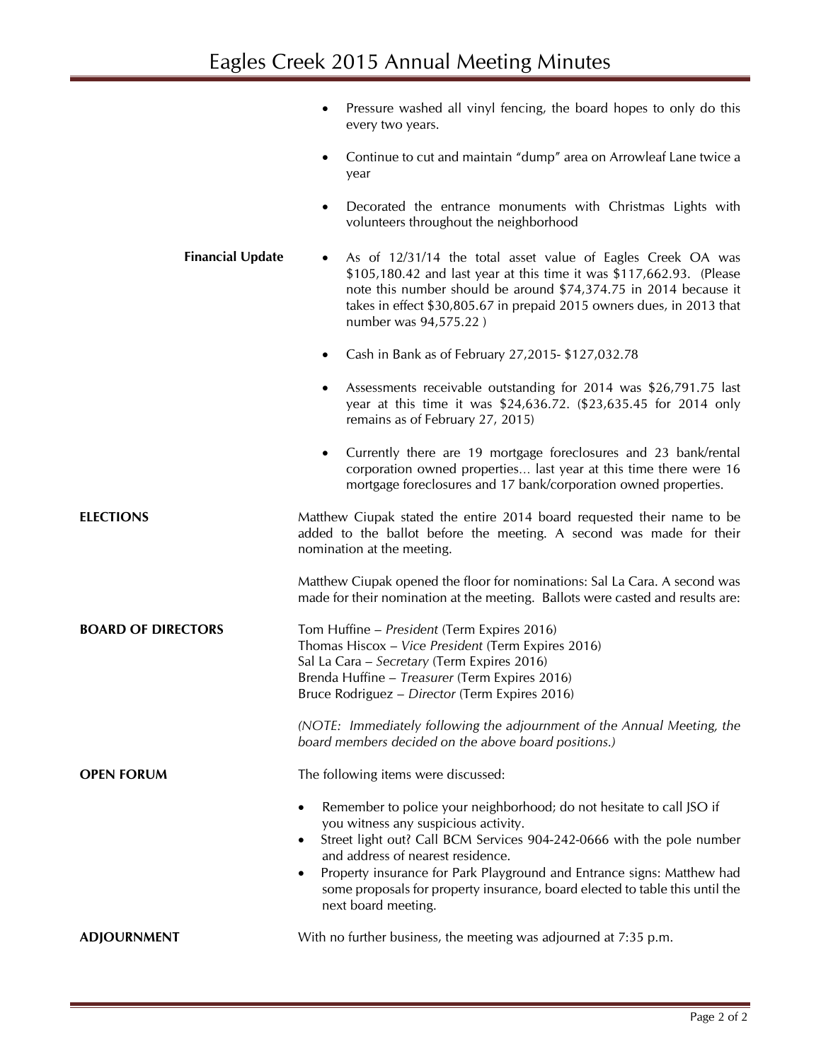- Pressure washed all vinyl fencing, the board hopes to only do this every two years.
- Continue to cut and maintain "dump" area on Arrowleaf Lane twice a year
- Decorated the entrance monuments with Christmas Lights with volunteers throughout the neighborhood

**Financial Update**

- As of 12/31/14 the total asset value of Eagles Creek OA was $105,180.42 and last year at this time it was $117,662.93. (Please note this number should be around $74,374.75 in 2014 because it takes in effect $30,805.67 in prepaid 2015 owners dues, in 2013 that number was 94,575.22 )
- Cash in Bank as of February 27,2015- $127,032.78
- Assessments receivable outstanding for 2014 was $26,791.75 last year at this time it was $24,636.72. ($23,635.45 for 2014 only remains as of February 27, 2015)
- Currently there are 19 mortgage foreclosures and 23 bank/rental corporation owned properties… last year at this time there were 16 mortgage foreclosures and 17 bank/corporation owned properties.

**ELECTIONS**

Matthew Ciupak stated the entire 2014 board requested their name to be added to the ballot before the meeting. A second was made for their nomination at the meeting.

Matthew Ciupak opened the floor for nominations: Sal La Cara. A second was made for their nomination at the meeting. Ballots were casted and results are:

**BOARD OF DIRECTORS**

Tom Huffine – *President* (Term Expires 2016)
Thomas Hiscox – *Vice President* (Term Expires 2016)
Sal La Cara – *Secretary* (Term Expires 2016)
Brenda Huffine – *Treasurer* (Term Expires 2016)
Bruce Rodriguez – *Director* (Term Expires 2016)

*(NOTE: Immediately following the adjournment of the Annual Meeting, the board members decided on the above board positions.)*

**OPEN FORUM**

The following items were discussed:

- Remember to police your neighborhood; do not hesitate to call JSO if you witness any suspicious activity.
- Street light out? Call BCM Services 904-242-0666 with the pole number and address of nearest residence.
- Property insurance for Park Playground and Entrance signs: Matthew had some proposals for property insurance, board elected to table this until the next board meeting.

**ADJOURNMENT**

With no further business, the meeting was adjourned at 7:35 p.m.